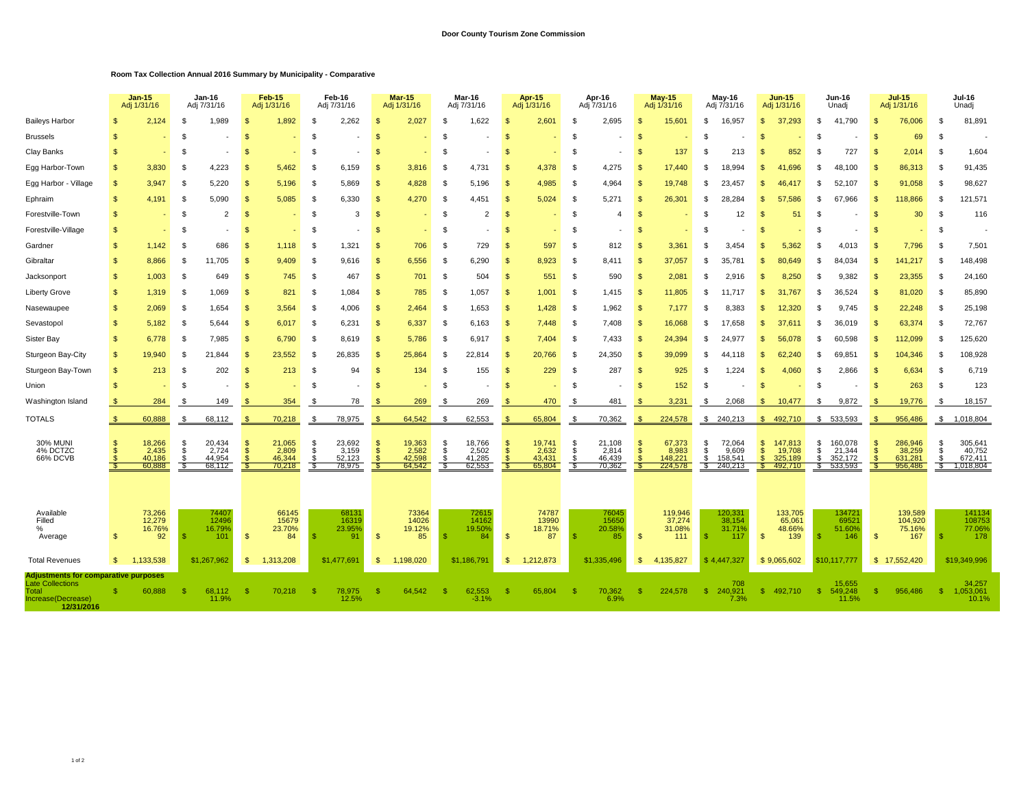**Door County Tourism Zone Commission**

**Room Tax Collection Annual 2016 Summary by Municipality - Comparative**

| | Jan-15 Adj 1/31/16 | Jan-16 Adj 7/31/16 | Feb-15 Adj 1/31/16 | Feb-16 Adj 7/31/16 | Mar-15 Adj 1/31/16 | Mar-16 Adj 7/31/16 | Apr-15 Adj 1/31/16 | Apr-16 Adj 7/31/16 | May-15 Adj 1/31/16 | May-16 Adj 7/31/16 | Jun-15 Adj 1/31/16 | Jun-16 Unadj | Jul-15 Adj 1/31/16 | Jul-16 Unadj |
|---|---|---|---|---|---|---|---|---|---|---|---|---|---|---|
| Baileys Harbor | $ 2,124 | $ 1,989 | $ 1,892 | $ 2,262 | $ 2,027 | $ 1,622 | $ 2,601 | $ 2,695 | $ 15,601 | $ 16,957 | $ 37,293 | $ 41,790 | $ 76,006 | $ 81,891 |
| Brussels | $ - | $ - | $ - | $ - | $ - | $ - | $ - | $ - | $ - | $ - | $ - | $ - | $ 69 | $ - |
| Clay Banks | $ - | $ - | $ - | $ - | $ - | $ - | $ - | $ - | $ 137 | $ 213 | $ 852 | $ 727 | $ 2,014 | $ 1,604 |
| Egg Harbor-Town | $ 3,830 | $ 4,223 | $ 5,462 | $ 6,159 | $ 3,816 | $ 4,731 | $ 4,378 | $ 4,275 | $ 17,440 | $ 18,994 | $ 41,696 | $ 48,100 | $ 86,313 | $ 91,435 |
| Egg Harbor - Village | $ 3,947 | $ 5,220 | $ 5,196 | $ 5,869 | $ 4,828 | $ 5,196 | $ 4,985 | $ 4,964 | $ 19,748 | $ 23,457 | $ 46,417 | $ 52,107 | $ 91,058 | $ 98,627 |
| Ephraim | $ 4,191 | $ 5,090 | $ 5,085 | $ 6,330 | $ 4,270 | $ 4,451 | $ 5,024 | $ 5,271 | $ 26,301 | $ 28,284 | $ 57,586 | $ 67,966 | $ 118,866 | $ 121,571 |
| Forestville-Town | $ - | $ 2 | $ - | $ 3 | $ - | $ 2 | $ - | $ 4 | $ - | $ 12 | $ 51 | $ - | $ 30 | $ 116 |
| Forestville-Village | $ - | $ - | $ - | $ - | $ - | $ - | $ - | $ - | $ - | $ - | $ - | $ - | $ - | $ - |
| Gardner | $ 1,142 | $ 686 | $ 1,118 | $ 1,321 | $ 706 | $ 729 | $ 597 | $ 812 | $ 3,361 | $ 3,454 | $ 5,362 | $ 4,013 | $ 7,796 | $ 7,501 |
| Gibraltar | $ 8,866 | $ 11,705 | $ 9,409 | $ 9,616 | $ 6,556 | $ 6,290 | $ 8,923 | $ 8,411 | $ 37,057 | $ 35,781 | $ 80,649 | $ 84,034 | $ 141,217 | $ 148,498 |
| Jacksonport | $ 1,003 | $ 649 | $ 745 | $ 467 | $ 701 | $ 504 | $ 551 | $ 590 | $ 2,081 | $ 2,916 | $ 8,250 | $ 9,382 | $ 23,355 | $ 24,160 |
| Liberty Grove | $ 1,319 | $ 1,069 | $ 821 | $ 1,084 | $ 785 | $ 1,057 | $ 1,001 | $ 1,415 | $ 11,805 | $ 11,717 | $ 31,767 | $ 36,524 | $ 81,020 | $ 85,890 |
| Nasewaupee | $ 2,069 | $ 1,654 | $ 3,564 | $ 4,006 | $ 2,464 | $ 1,653 | $ 1,428 | $ 1,962 | $ 7,177 | $ 8,383 | $ 12,320 | $ 9,745 | $ 22,248 | $ 25,198 |
| Sevastopol | $ 5,182 | $ 5,644 | $ 6,017 | $ 6,231 | $ 6,337 | $ 6,163 | $ 7,448 | $ 7,408 | $ 16,068 | $ 17,658 | $ 37,611 | $ 36,019 | $ 63,374 | $ 72,767 |
| Sister Bay | $ 6,778 | $ 7,985 | $ 6,790 | $ 8,619 | $ 5,786 | $ 6,917 | $ 7,404 | $ 7,433 | $ 24,394 | $ 24,977 | $ 56,078 | $ 60,598 | $ 112,099 | $ 125,620 |
| Sturgeon Bay-City | $ 19,940 | $ 21,844 | $ 23,552 | $ 26,835 | $ 25,864 | $ 22,814 | $ 20,766 | $ 24,350 | $ 39,099 | $ 44,118 | $ 62,240 | $ 69,851 | $ 104,346 | $ 108,928 |
| Sturgeon Bay-Town | $ 213 | $ 202 | $ 213 | $ 94 | $ 134 | $ 155 | $ 229 | $ 287 | $ 925 | $ 1,224 | $ 4,060 | $ 2,866 | $ 6,634 | $ 6,719 |
| Union | $ - | $ - | $ - | $ - | $ - | $ - | $ - | $ - | $ 152 | $ - | $ - | $ - | $ 263 | $ 123 |
| Washington Island | $ 284 | $ 149 | $ 354 | $ 78 | $ 269 | $ 269 | $ 470 | $ 481 | $ 3,231 | $ 2,068 | $ 10,477 | $ 9,872 | $ 19,776 | $ 18,157 |
| TOTALS | $ 60,888 | $ 68,112 | $ 70,218 | $ 78,975 | $ 64,542 | $ 62,553 | $ 65,804 | $ 70,362 | $ 224,578 | $ 240,213 | $ 492,710 | $ 533,593 | $ 956,486 | $ 1,018,804 |
| 30% MUNI | $ 18,266 | $ 20,434 | $ 21,065 | $ 23,692 | $ 19,363 | $ 18,766 | $ 19,741 | $ 21,108 | $ 67,373 | $ 72,064 | $ 147,813 | $ 160,078 | $ 286,946 | $ 305,641 |
| 4% DCTZC | $ 2,435 | $ 2,724 | $ 2,809 | $ 3,159 | $ 2,582 | $ 2,502 | $ 2,632 | $ 2,814 | $ 8,983 | $ 9,609 | $ 19,708 | $ 21,344 | $ 38,259 | $ 40,752 |
| 66% DCVB | $ 40,186 | $ 44,954 | $ 46,344 | $ 52,123 | $ 42,598 | $ 41,285 | $ 43,431 | $ 46,439 | $ 148,221 | $ 158,541 | $ 325,189 | $ 352,172 | $ 631,281 | $ 672,411 |
| | $ 60,888 | $ 68,112 | $ 70,218 | $ 78,975 | $ 64,542 | $ 62,553 | $ 65,804 | $ 70,362 | $ 224,578 | $ 240,213 | $ 492,710 | $ 533,593 | $ 956,486 | $ 1,018,804 |
| Available | 73,266 | 74407 | 66145 | 68131 | 73364 | 72615 | 74787 | 76045 | 119,946 | 120,331 | 133,705 | 134721 | 139,589 | 141134 |
| Filled | 12,279 | 12496 | 15679 | 16319 | 14026 | 14162 | 13990 | 15650 | 37,274 | 38,154 | 65,061 | 69521 | 104,920 | 108753 |
| % | 16.76% | 16.79% | 23.70% | 23.95% | 19.12% | 19.50% | 18.71% | 20.58% | 31.08% | 31.71% | 48.66% | 51.60% | 75.16% | 77.06% |
| Average | $ 92 | $ 101 | $ 84 | $ 91 | $ 85 | $ 84 | $ 87 | $ 85 | $ 111 | $ 117 | $ 139 | $ 146 | $ 167 | $ 178 |
| Total Revenues | $ 1,133,538 | $1,267,962 | $ 1,313,208 | $1,477,691 | $ 1,198,020 | $1,186,791 | $ 1,212,873 | $1,335,496 | $ 4,135,827 | $ 4,447,327 | $ 9,065,602 | $10,117,777 | $ 17,552,420 | $19,349,996 |
| **Adjustments for comparative purposes** | | | | | | | | | | | | | | |
| Late Collections | | | | | | | | | | 708 | | 15,655 | | 34,257 |
| Total | $ 60,888 | $ 68,112 | $ 70,218 | $ 78,975 | $ 64,542 | $ 62,553 | $ 65,804 | $ 70,362 | $ 224578 | $ 240,921 | $ 492,710 | $ 549,248 | $ 956,486 | $ 1,053,061 |
| Increase(Decrease) | | 11.9% | | 12.5% | | -3.1% | | 6.9% | | 7.3% | | 11.5% | | 10.1% |
| **12/31/2016** | | | | | | | | | | | | | | |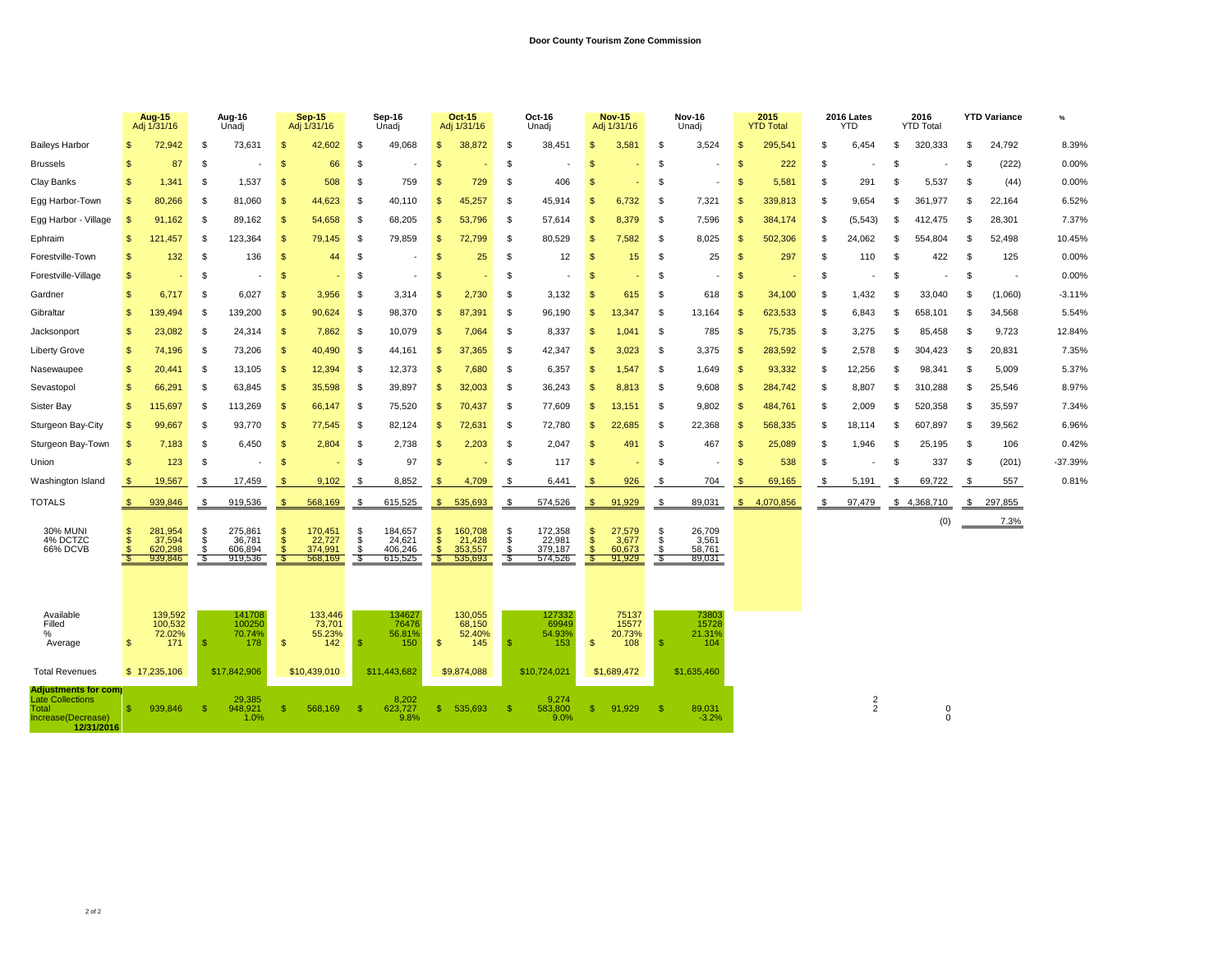**Door County Tourism Zone Commission**

| | Aug-15 Adj 1/31/16 | Aug-16 Unadj | Sep-15 Adj 1/31/16 | Sep-16 Unadj | Oct-15 Adj 1/31/16 | Oct-16 Unadj | Nov-15 Adj 1/31/16 | Nov-16 Unadj | 2015 YTD Total | 2016 Lates YTD | 2016 YTD Total | YTD Variance | % |
|---|---|---|---|---|---|---|---|---|---|---|---|---|---|
| Baileys Harbor | $ 72,942 | $ 73,631 | $ 42,602 | $ 49,068 | $ 38,872 | $ 38,451 | $ 3,581 | $ 3,524 | $ 295,541 | $ 6,454 | $ 320,333 | $ 24,792 | 8.39% |
| Brussels | $ 87 | $ - | $ 66 | $ - | $ - | $ - | $ - | $ - | $ 222 | $ - | $ - | $ (222) | 0.00% |
| Clay Banks | $ 1,341 | $ 1,537 | $ 508 | $ 759 | $ 729 | $ 406 | $ - | $ - | $ 5,581 | $ 291 | $ 5,537 | $ (44) | 0.00% |
| Egg Harbor-Town | $ 80,266 | $ 81,060 | $ 44,623 | $ 40,110 | $ 45,257 | $ 45,914 | $ 6,732 | $ 7,321 | $ 339,813 | $ 9,654 | $ 361,977 | $ 22,164 | 6.52% |
| Egg Harbor - Village | $ 91,162 | $ 89,162 | $ 54,658 | $ 68,205 | $ 53,796 | $ 57,614 | $ 8,379 | $ 7,596 | $ 384,174 | $ (5,543) | $ 412,475 | $ 28,301 | 7.37% |
| Ephraim | $ 121,457 | $ 123,364 | $ 79,145 | $ 79,859 | $ 72,799 | $ 80,529 | $ 7,582 | $ 8,025 | $ 502,306 | $ 24,062 | $ 554,804 | $ 52,498 | 10.45% |
| Forestville-Town | $ 132 | $ 136 | $ 44 | $ - | $ 25 | $ 12 | $ 15 | $ 25 | $ 297 | $ 110 | $ 422 | $ 125 | 0.00% |
| Forestville-Village | $ - | $ - | $ - | $ - | $ - | $ - | $ - | $ - | $ - | $ - | $ - | $ - | 0.00% |
| Gardner | $ 6,717 | $ 6,027 | $ 3,956 | $ 3,314 | $ 2,730 | $ 3,132 | $ 615 | $ 618 | $ 34,100 | $ 1,432 | $ 33,040 | $ (1,060) | -3.11% |
| Gibraltar | $ 139,494 | $ 139,200 | $ 90,624 | $ 98,370 | $ 87,391 | $ 96,190 | $ 13,347 | $ 13,164 | $ 623,533 | $ 6,843 | $ 658,101 | $ 34,568 | 5.54% |
| Jacksonport | $ 23,082 | $ 24,314 | $ 7,862 | $ 10,079 | $ 7,064 | $ 8,337 | $ 1,041 | $ 785 | $ 75,735 | $ 3,275 | $ 85,458 | $ 9,723 | 12.84% |
| Liberty Grove | $ 74,196 | $ 73,206 | $ 40,490 | $ 44,161 | $ 37,365 | $ 42,347 | $ 3,023 | $ 3,375 | $ 283,592 | $ 2,578 | $ 304,423 | $ 20,831 | 7.35% |
| Nasewaupee | $ 20,441 | $ 13,105 | $ 12,394 | $ 12,373 | $ 7,680 | $ 6,357 | $ 1,547 | $ 1,649 | $ 93,332 | $ 12,256 | $ 98,341 | $ 5,009 | 5.37% |
| Sevastopol | $ 66,291 | $ 63,845 | $ 35,598 | $ 39,897 | $ 32,003 | $ 36,243 | $ 8,813 | $ 9,608 | $ 284,742 | $ 8,807 | $ 310,288 | $ 25,546 | 8.97% |
| Sister Bay | $ 115,697 | $ 113,269 | $ 66,147 | $ 75,520 | $ 70,437 | $ 77,609 | $ 13,151 | $ 9,802 | $ 484,761 | $ 2,009 | $ 520,358 | $ 35,597 | 7.34% |
| Sturgeon Bay-City | $ 99,667 | $ 93,770 | $ 77,545 | $ 82,124 | $ 72,631 | $ 72,780 | $ 22,685 | $ 22,368 | $ 568,335 | $ 18,114 | $ 607,897 | $ 39,562 | 6.96% |
| Sturgeon Bay-Town | $ 7,183 | $ 6,450 | $ 2,804 | $ 2,738 | $ 2,203 | $ 2,047 | $ 491 | $ 467 | $ 25,089 | $ 1,946 | $ 25,195 | $ 106 | 0.42% |
| Union | $ 123 | $ - | $ - | $ 97 | $ - | $ 117 | $ - | $ - | $ 538 | $ - | $ 337 | $ (201) | -37.39% |
| Washington Island | $ 19,567 | $ 17,459 | $ 9,102 | $ 8,852 | $ 4,709 | $ 6,441 | $ 926 | $ 704 | $ 69,165 | $ 5,191 | $ 69,722 | $ 557 | 0.81% |
| TOTALS | $ 939,846 | $ 919,536 | $ 568,169 | $ 615,525 | $ 535,693 | $ 574,526 | $ 91,929 | $ 89,031 | $ 4,070,856 | $ 97,479 | $ 4,368,710 | $ 297,855 | |
| | | | | | | | | | | | (0) | 7.3% | |
| 30% MUNI | $ 281,954 | $ 275,861 | $ 170,451 | $ 184,657 | $ 160,708 | $ 172,358 | $ 27,579 | $ 26,709 | | | | | |
| 4% DCTZC | $ 37,594 | $ 36,781 | $ 22,727 | $ 24,621 | $ 21,428 | $ 22,981 | $ 3,677 | $ 3,561 | | | | | |
| 66% DCVB | $ 620,298 | $ 606,894 | $ 374,991 | $ 406,246 | $ 353,557 | $ 379,187 | $ 60,673 | $ 58,761 | | | | | |
| | $ 939,846 | $ 919,536 | $ 568,169 | $ 615,525 | $ 535,693 | $ 574,526 | $ 91,929 | $ 89,031 | | | | | |
| Available | 139,592 | 141708 | 133,446 | 134627 | 130,055 | 127332 | 75137 | 73803 | | | | | |
| Filled | 100,532 | 100250 | 73,701 | 76476 | 68,150 | 69949 | 15577 | 15728 | | | | | |
| % | 72.02% | 70.74% | 55.23% | 56.81% | 52.40% | 54.93% | 20.73% | 21.31% | | | | | |
| Average | $ 171 | $ 178 | $ 142 | $ 150 | $ 145 | $ 153 | $ 108 | $ 104 | | | | | |
| Total Revenues | $ 17,235,106 | $17,842,906 | $10,439,010 | $11,443,682 | $9,874,088 | $10,724,021 | $1,689,472 | $1,635,460 | | | | | |
| Adjustments for comp | | | | | | | | | | | | | |
| Late Collections | | 29,385 | | 8,202 | | 9,274 | | | | 2 | | | |
| Total | $ 939,846 | $ 948,921 | $ 568,169 | $ 623,727 | $ 535,693 | $ 583,800 | $ 91,929 | $ 89,031 | | 2 | 0 | | |
| Increase(Decrease) | | 1.0% | | 9.8% | | 9.0% | | -3.2% | | | 0 | | |
| 12/31/2016 | | | | | | | | | | | | | |